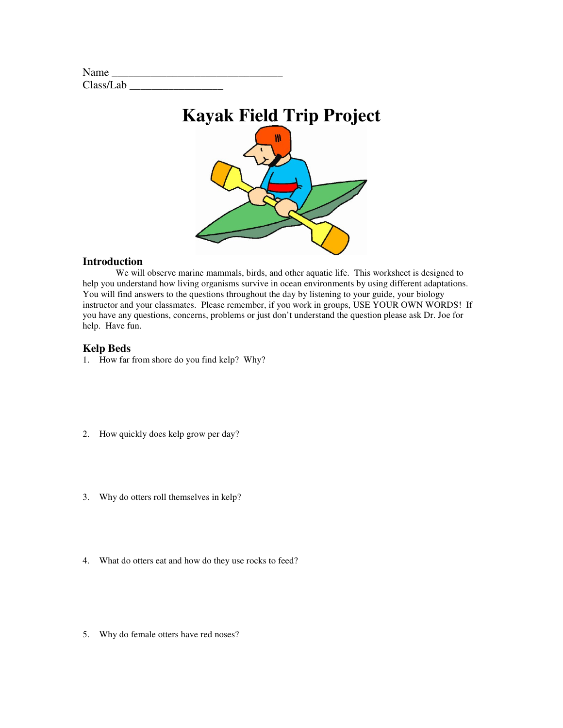Name ______________________________

Class/Lab ________________

# Kayak Field Trip Project

## Introduction

We will observe marine mammals, birds, and other aquatic life. This worksheet is designed to help you understand how living organisms survive in ocean environments by using different adaptations. You will find answers to the questions throughout the day by listening to your guide, your biology instructor and your classmates. Please remember, if you work in groups, USE YOUR OWN WORDS! If you have any questions, concerns, problems or just don't understand the question please ask Dr. Joe for help. Have fun.

## Kelp Beds

1. How far from shore do you find kelp? Why?

2. How quickly does kelp grow per day?

3. Why do otters roll themselves in kelp?

4. What do otters eat and how do they use rocks to feed?

5. Why do female otters have red noses?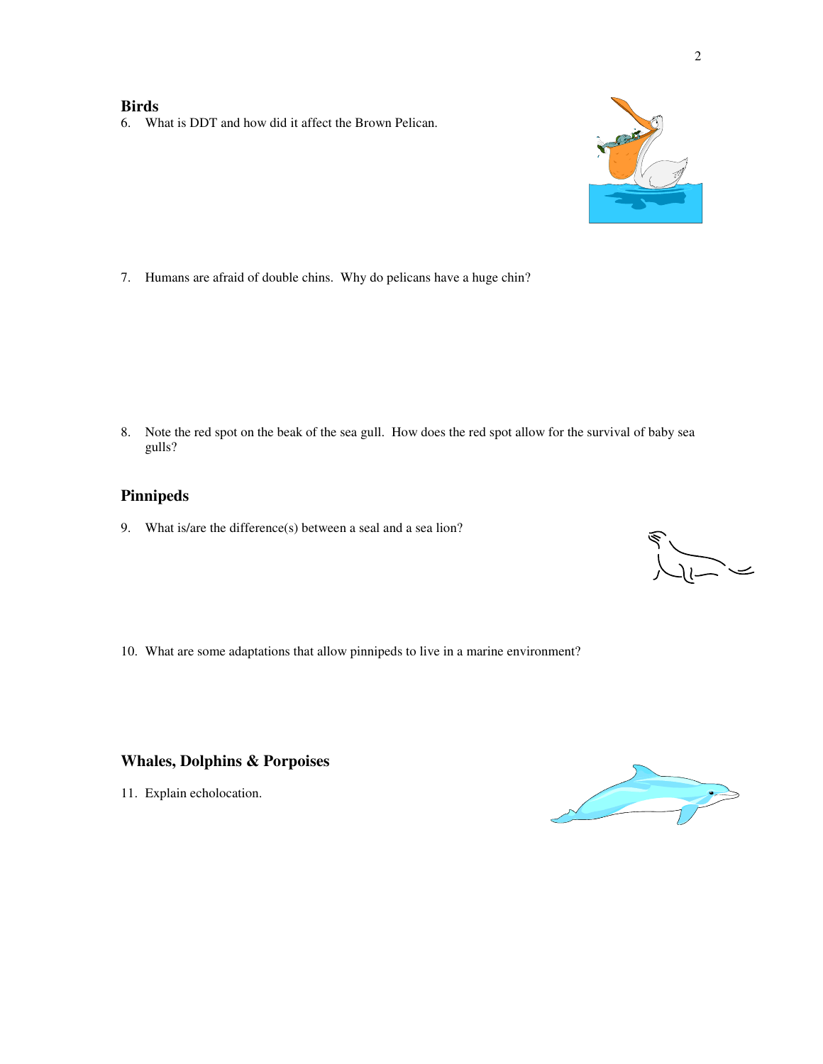## Birds

6. What is DDT and how did it affect the Brown Pelican.

7. Humans are afraid of double chins. Why do pelicans have a huge chin?

8. Note the red spot on the beak of the sea gull. How does the red spot allow for the survival of baby sea gulls?

## Pinnipeds

9. What is/are the difference(s) between a seal and a sea lion?

10. What are some adaptations that allow pinnipeds to live in a marine environment?

## Whales, Dolphins & Porpoises

11. Explain echolocation.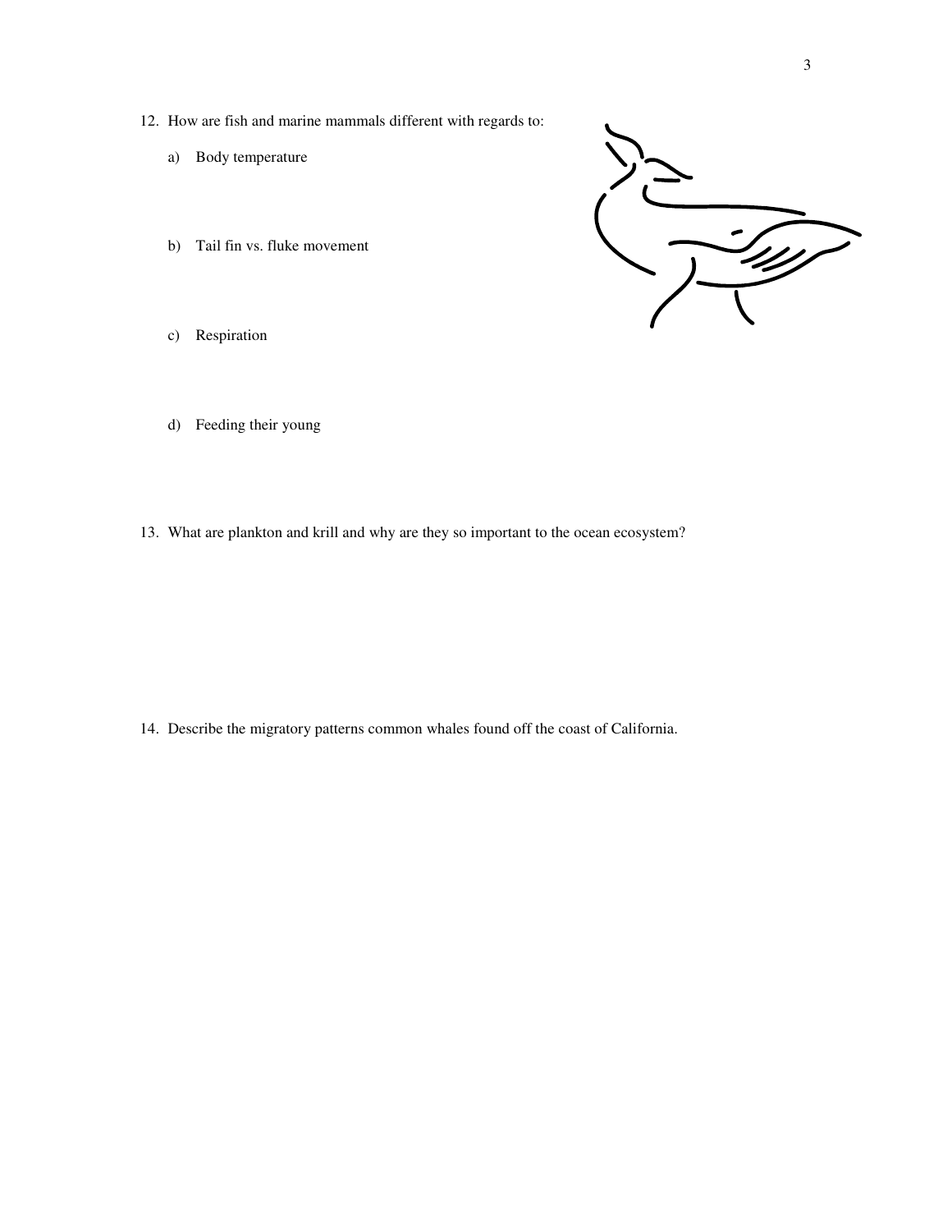12. How are fish and marine mammals different with regards to:

    a) Body temperature

    b) Tail fin vs. fluke movement

    c) Respiration

    d) Feeding their young

13. What are plankton and krill and why are they so important to the ocean ecosystem?

14. Describe the migratory patterns common whales found off the coast of California.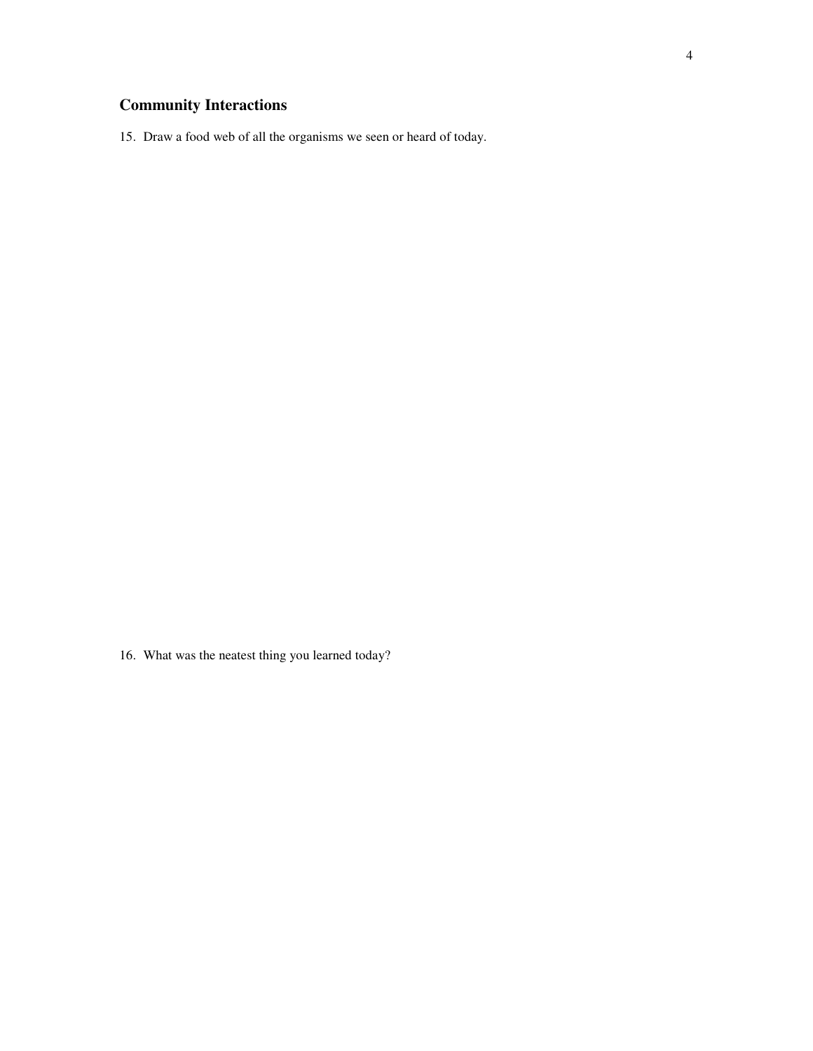## Community Interactions

15. Draw a food web of all the organisms we seen or heard of today.

16. What was the neatest thing you learned today?